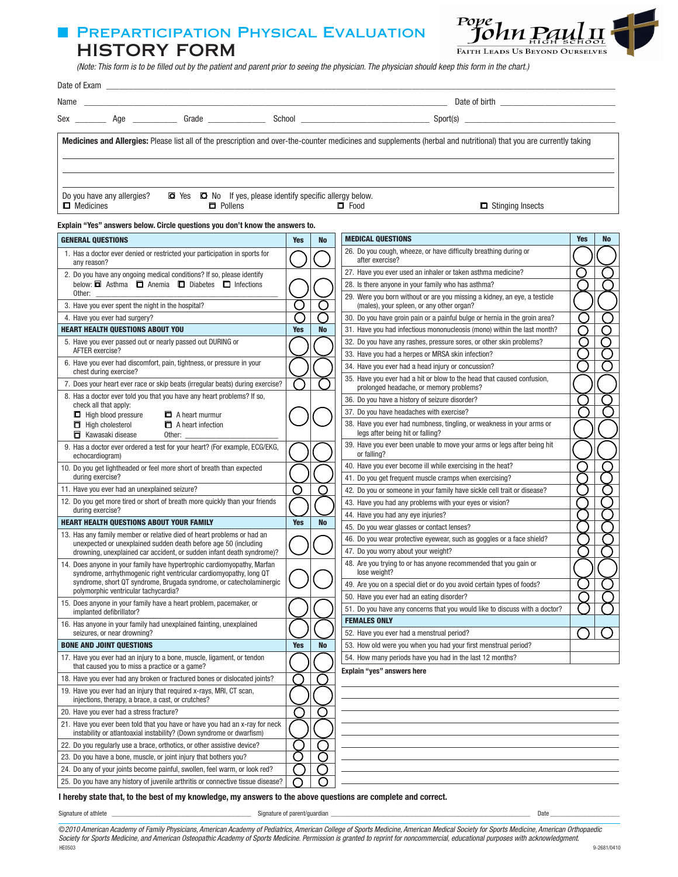# Preparticipation Physical Evaluation
# HISTORY FORM

Pope John Paul II High School
Faith Leads Us Beyond Ourselves

*(Note: This form is to be filled out by the patient and parent prior to seeing the physician. The physician should keep this form in the chart.)*

Date of Exam ______________________________

Name ______________________________ Date of birth ______________

Sex ______ Age ______ Grade ______ School ______________ Sport(s) ______________

**Medicines and Allergies:** Please list all of the prescription and over-the-counter medicines and supplements (herbal and nutritional) that you are currently taking

______________________________

______________________________

______________________________

Do you have any allergies? ☐ Yes ☐ No If yes, please identify specific allergy below.
☐ Medicines ☐ Pollens ☐ Food ☐ Stinging Insects

**Explain "Yes" answers below. Circle questions you don't know the answers to.**

| GENERAL QUESTIONS | Yes | No |
|---|---|---|
| 1. Has a doctor ever denied or restricted your participation in sports for any reason? | ○ | ○ |
| 2. Do you have any ongoing medical conditions? If so, please identify below: ☐ Asthma ☐ Anemia ☐ Diabetes ☐ Infections Other: ______ | ○ | ○ |
| 3. Have you ever spent the night in the hospital? | ○ | ○ |
| 4. Have you ever had surgery? | ○ | ○ |
| **HEART HEALTH QUESTIONS ABOUT YOU** | **Yes** | **No** |
| 5. Have you ever passed out or nearly passed out DURING or AFTER exercise? | ○ | ○ |
| 6. Have you ever had discomfort, pain, tightness, or pressure in your chest during exercise? | ○ | ○ |
| 7. Does your heart ever race or skip beats (irregular beats) during exercise? | ○ | ○ |
| 8. Has a doctor ever told you that you have any heart problems? If so, check all that apply: ☐ High blood pressure ☐ A heart murmur ☐ High cholesterol ☐ A heart infection ☐ Kawasaki disease Other: ______ | ○ | ○ |
| 9. Has a doctor ever ordered a test for your heart? (For example, ECG/EKG, echocardiogram) | ○ | ○ |
| 10. Do you get lightheaded or feel more short of breath than expected during exercise? | ○ | ○ |
| 11. Have you ever had an unexplained seizure? | ○ | ○ |
| 12. Do you get more tired or short of breath more quickly than your friends during exercise? | ○ | ○ |
| **HEART HEALTH QUESTIONS ABOUT YOUR FAMILY** | **Yes** | **No** |
| 13. Has any family member or relative died of heart problems or had an unexpected or unexplained sudden death before age 50 (including drowning, unexplained car accident, or sudden infant death syndrome)? | ○ | ○ |
| 14. Does anyone in your family have hypertrophic cardiomyopathy, Marfan syndrome, arrhythmogenic right ventricular cardiomyopathy, long QT syndrome, short QT syndrome, Brugada syndrome, or catecholaminergic polymorphic ventricular tachycardia? | ○ | ○ |
| 15. Does anyone in your family have a heart problem, pacemaker, or implanted defibrillator? | ○ | ○ |
| 16. Has anyone in your family had unexplained fainting, unexplained seizures, or near drowning? | ○ | ○ |
| **BONE AND JOINT QUESTIONS** | **Yes** | **No** |
| 17. Have you ever had an injury to a bone, muscle, ligament, or tendon that caused you to miss a practice or a game? | ○ | ○ |
| 18. Have you ever had any broken or fractured bones or dislocated joints? | ○ | ○ |
| 19. Have you ever had an injury that required x-rays, MRI, CT scan, injections, therapy, a brace, a cast, or crutches? | ○ | ○ |
| 20. Have you ever had a stress fracture? | ○ | ○ |
| 21. Have you ever been told that you have or have you had an x-ray for neck instability or atlantoaxial instability? (Down syndrome or dwarfism) | ○ | ○ |
| 22. Do you regularly use a brace, orthotics, or other assistive device? | ○ | ○ |
| 23. Do you have a bone, muscle, or joint injury that bothers you? | ○ | ○ |
| 24. Do any of your joints become painful, swollen, feel warm, or look red? | ○ | ○ |
| 25. Do you have any history of juvenile arthritis or connective tissue disease? | ○ | ○ |

| MEDICAL QUESTIONS | Yes | No |
|---|---|---|
| 26. Do you cough, wheeze, or have difficulty breathing during or after exercise? | ○ | ○ |
| 27. Have you ever used an inhaler or taken asthma medicine? | ○ | ○ |
| 28. Is there anyone in your family who has asthma? | ○ | ○ |
| 29. Were you born without or are you missing a kidney, an eye, a testicle (males), your spleen, or any other organ? | ○ | ○ |
| 30. Do you have groin pain or a painful bulge or hernia in the groin area? | ○ | ○ |
| 31. Have you had infectious mononucleosis (mono) within the last month? | ○ | ○ |
| 32. Do you have any rashes, pressure sores, or other skin problems? | ○ | ○ |
| 33. Have you had a herpes or MRSA skin infection? | ○ | ○ |
| 34. Have you ever had a head injury or concussion? | ○ | ○ |
| 35. Have you ever had a hit or blow to the head that caused confusion, prolonged headache, or memory problems? | ○ | ○ |
| 36. Do you have a history of seizure disorder? | ○ | ○ |
| 37. Do you have headaches with exercise? | ○ | ○ |
| 38. Have you ever had numbness, tingling, or weakness in your arms or legs after being hit or falling? | ○ | ○ |
| 39. Have you ever been unable to move your arms or legs after being hit or falling? | ○ | ○ |
| 40. Have you ever become ill while exercising in the heat? | ○ | ○ |
| 41. Do you get frequent muscle cramps when exercising? | ○ | ○ |
| 42. Do you or someone in your family have sickle cell trait or disease? | ○ | ○ |
| 43. Have you had any problems with your eyes or vision? | ○ | ○ |
| 44. Have you had any eye injuries? | ○ | ○ |
| 45. Do you wear glasses or contact lenses? | ○ | ○ |
| 46. Do you wear protective eyewear, such as goggles or a face shield? | ○ | ○ |
| 47. Do you worry about your weight? | ○ | ○ |
| 48. Are you trying to or has anyone recommended that you gain or lose weight? | ○ | ○ |
| 49. Are you on a special diet or do you avoid certain types of foods? | ○ | ○ |
| 50. Have you ever had an eating disorder? | ○ | ○ |
| 51. Do you have any concerns that you would like to discuss with a doctor? | ○ | ○ |
| **FEMALES ONLY** | | |
| 52. Have you ever had a menstrual period? | ○ | ○ |
| 53. How old were you when you had your first menstrual period? | | |
| 54. How many periods have you had in the last 12 months? | | |

**Explain "yes" answers here**

______________________________

______________________________

______________________________

______________________________

______________________________

______________________________

______________________________

______________________________

**I hereby state that, to the best of my knowledge, my answers to the above questions are complete and correct.**

Signature of athlete ______________ Signature of parent/guardian ______________ Date ______

*©2010 American Academy of Family Physicians, American Academy of Pediatrics, American College of Sports Medicine, American Medical Society for Sports Medicine, American Orthopaedic Society for Sports Medicine, and American Osteopathic Academy of Sports Medicine. Permission is granted to reprint for noncommercial, educational purposes with acknowledgment.*

HE0503 9-2681/0410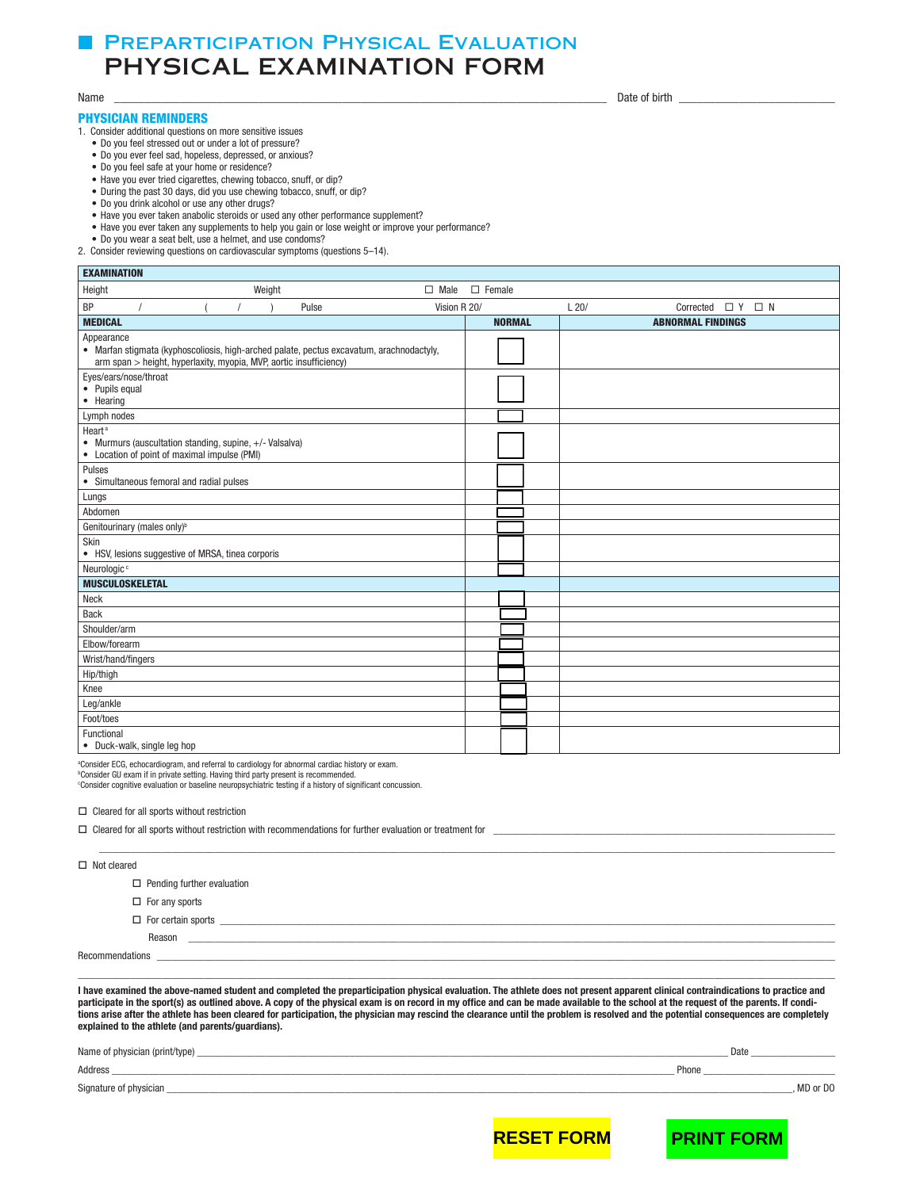# Preparticipation Physical Evaluation
# PHYSICAL EXAMINATION FORM

Name ______________________________________________ Date of birth ____________________

**PHYSICIAN REMINDERS**

1. Consider additional questions on more sensitive issues
   - Do you feel stressed out or under a lot of pressure?
   - Do you ever feel sad, hopeless, depressed, or anxious?
   - Do you feel safe at your home or residence?
   - Have you ever tried cigarettes, chewing tobacco, snuff, or dip?
   - During the past 30 days, did you use chewing tobacco, snuff, or dip?
   - Do you drink alcohol or use any other drugs?
   - Have you ever taken anabolic steroids or used any other performance supplement?
   - Have you ever taken any supplements to help you gain or lose weight or improve your performance?
   - Do you wear a seat belt, use a helmet, and use condoms?
2. Consider reviewing questions on cardiovascular symptoms (questions 5–14).

| **EXAMINATION** | | | | |
|---|---|---|---|---|
| Height | Weight | ☐ Male ☐ Female | | |
| BP / ( / ) | Pulse | Vision R 20/ | L 20/ | Corrected ☐ Y ☐ N |

| **MEDICAL** | **NORMAL** | **ABNORMAL FINDINGS** |
|---|---|---|
| Appearance<br>• Marfan stigmata (kyphoscoliosis, high-arched palate, pectus excavatum, arachnodactyly, arm span > height, hyperlaxity, myopia, MVP, aortic insufficiency) | ☐ | |
| Eyes/ears/nose/throat<br>• Pupils equal<br>• Hearing | ☐ | |
| Lymph nodes | ☐ | |
| Heart [a]<br>• Murmurs (auscultation standing, supine, +/- Valsalva)<br>• Location of point of maximal impulse (PMI) | ☐ | |
| Pulses<br>• Simultaneous femoral and radial pulses | ☐ | |
| Lungs | ☐ | |
| Abdomen | ☐ | |
| Genitourinary (males only)[b] | ☐ | |
| Skin<br>• HSV, lesions suggestive of MRSA, tinea corporis | ☐ | |
| Neurologic [c] | ☐ | |
| **MUSCULOSKELETAL** | | |
| Neck | ☐ | |
| Back | ☐ | |
| Shoulder/arm | ☐ | |
| Elbow/forearm | ☐ | |
| Wrist/hand/fingers | ☐ | |
| Hip/thigh | ☐ | |
| Knee | ☐ | |
| Leg/ankle | ☐ | |
| Foot/toes | ☐ | |
| Functional<br>• Duck-walk, single leg hop | ☐ | |

[a]Consider ECG, echocardiogram, and referral to cardiology for abnormal cardiac history or exam.
[b]Consider GU exam if in private setting. Having third party present is recommended.
[c]Consider cognitive evaluation or baseline neuropsychiatric testing if a history of significant concussion.

☐ Cleared for all sports without restriction

☐ Cleared for all sports without restriction with recommendations for further evaluation or treatment for ______________________________

______________________________________________________________________________

☐ Not cleared

- ☐ Pending further evaluation
- ☐ For any sports
- ☐ For certain sports ______________________________________________

  Reason ______________________________________________

Recommendations ______________________________________________

______________________________________________________________________________

**I have examined the above-named student and completed the preparticipation physical evaluation. The athlete does not present apparent clinical contraindications to practice and participate in the sport(s) as outlined above. A copy of the physical exam is on record in my office and can be made available to the school at the request of the parents. If conditions arise after the athlete has been cleared for participation, the physician may rescind the clearance until the problem is resolved and the potential consequences are completely explained to the athlete (and parents/guardians).**

Name of physician (print/type) ______________________________________________ Date ________________

Address ______________________________________________ Phone ________________

Signature of physician ______________________________________________, MD or DO

RESET FORM    PRINT FORM